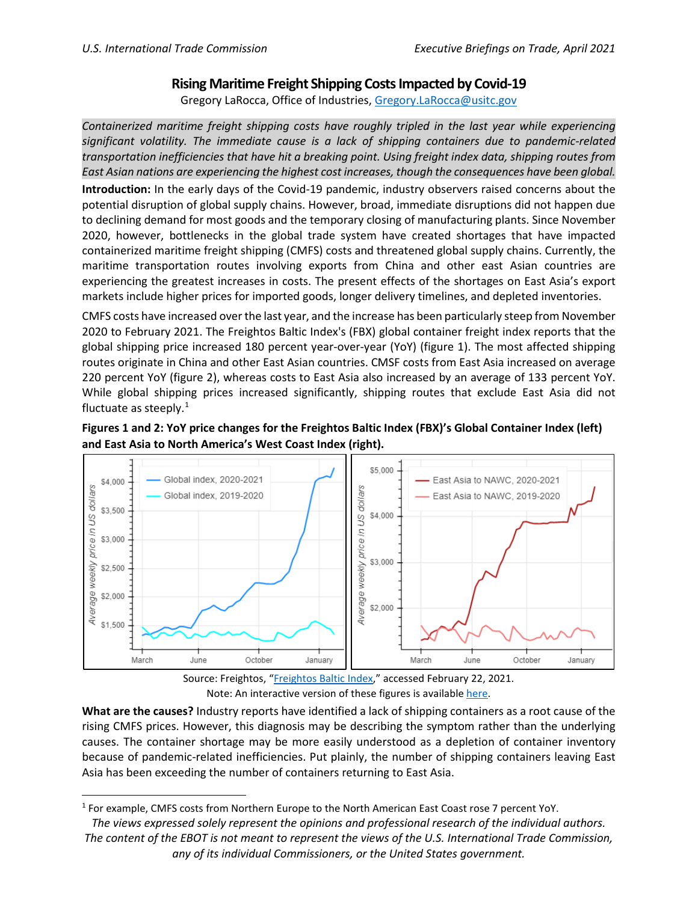# Rising Maritime Freight Shipping Costs Impacted by Covid-19

Gregory LaRocca, Office of Industries, Gregory.LaRocca@usitc.gov

*Containerized maritime freight shipping costs have roughly tripled in the last year while experiencing significant volatility. The immediate cause is a lack of shipping containers due to pandemic-related transportation inefficiencies that have hit a breaking point. Using freight index data, shipping routes from East Asian nations are experiencing the highest cost increases, though the consequences have been global.*

**Introduction:** In the early days of the Covid-19 pandemic, industry observers raised concerns about the potential disruption of global supply chains. However, broad, immediate disruptions did not happen due to declining demand for most goods and the temporary closing of manufacturing plants. Since November 2020, however, bottlenecks in the global trade system have created shortages that have impacted containerized maritime freight shipping (CMFS) costs and threatened global supply chains. Currently, the maritime transportation routes involving exports from China and other east Asian countries are experiencing the greatest increases in costs. The present effects of the shortages on East Asia's export markets include higher prices for imported goods, longer delivery timelines, and depleted inventories.

CMFS costs have increased over the last year, and the increase has been particularly steep from November 2020 to February 2021. The Freightos Baltic Index's (FBX) global container freight index reports that the global shipping price increased 180 percent year-over-year (YoY) (figure 1). The most affected shipping routes originate in China and other East Asian countries. CMSF costs from East Asia increased on average 220 percent YoY (figure 2), whereas costs to East Asia also increased by an average of 133 percent YoY. While global shipping prices increased significantly, shipping routes that exclude East Asia did not fluctuate as steeply.[1]

**Figures 1 and 2: YoY price changes for the Freightos Baltic Index (FBX)'s Global Container Index (left) and East Asia to North America's West Coast Index (right).**

Source: Freightos, "Freightos Baltic Index," accessed February 22, 2021.
Note: An interactive version of these figures is available here.

**What are the causes?** Industry reports have identified a lack of shipping containers as a root cause of the rising CMFS prices. However, this diagnosis may be describing the symptom rather than the underlying causes. The container shortage may be more easily understood as a depletion of container inventory because of pandemic-related inefficiencies. Put plainly, the number of shipping containers leaving East Asia has been exceeding the number of containers returning to East Asia.

[1] For example, CMFS costs from Northern Europe to the North American East Coast rose 7 percent YoY.

*The views expressed solely represent the opinions and professional research of the individual authors. The content of the EBOT is not meant to represent the views of the U.S. International Trade Commission, any of its individual Commissioners, or the United States government.*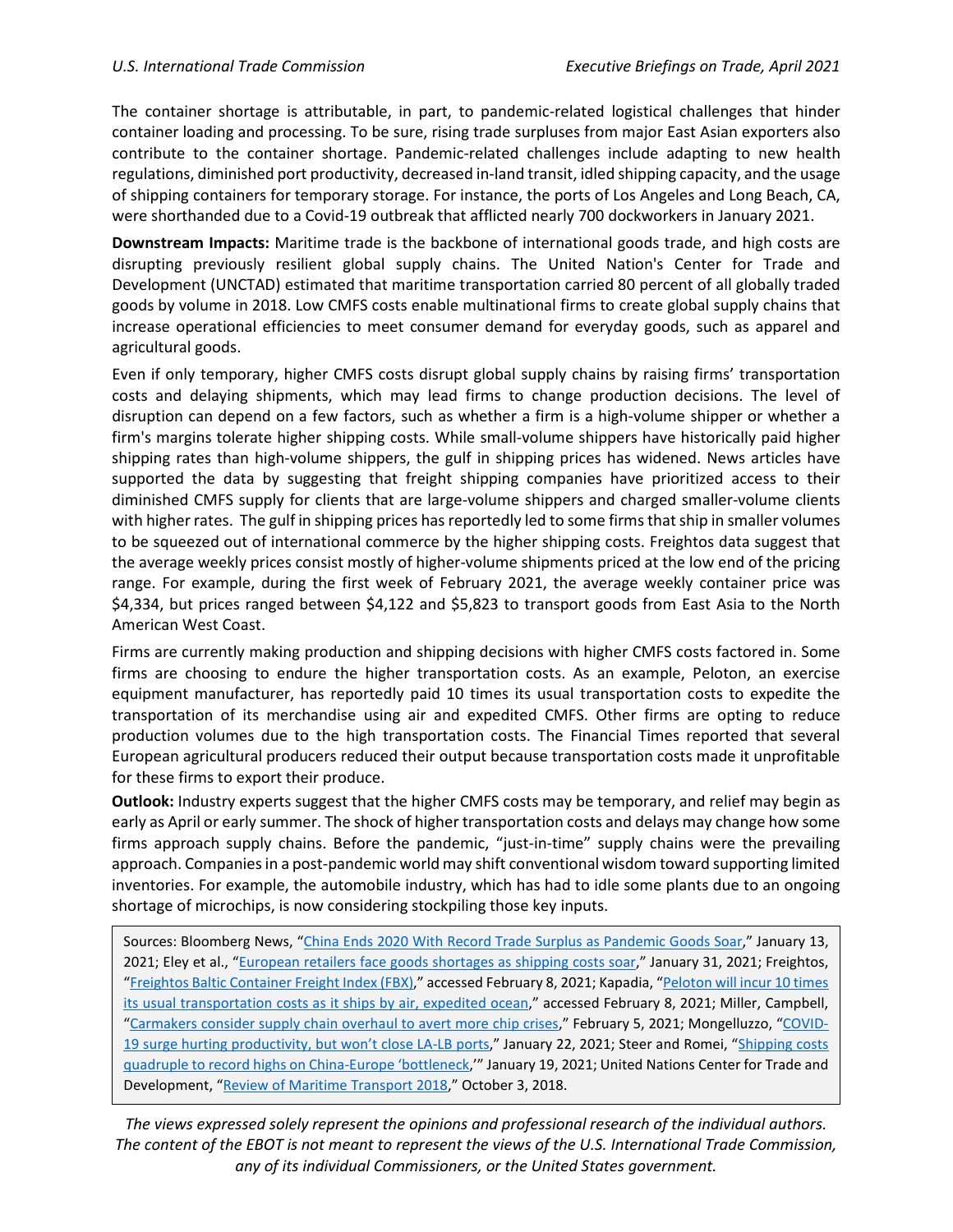The container shortage is attributable, in part, to pandemic-related logistical challenges that hinder container loading and processing. To be sure, rising trade surpluses from major East Asian exporters also contribute to the container shortage. Pandemic-related challenges include adapting to new health regulations, diminished port productivity, decreased in-land transit, idled shipping capacity, and the usage of shipping containers for temporary storage. For instance, the ports of Los Angeles and Long Beach, CA, were shorthanded due to a Covid-19 outbreak that afflicted nearly 700 dockworkers in January 2021.

**Downstream Impacts:** Maritime trade is the backbone of international goods trade, and high costs are disrupting previously resilient global supply chains. The United Nation's Center for Trade and Development (UNCTAD) estimated that maritime transportation carried 80 percent of all globally traded goods by volume in 2018. Low CMFS costs enable multinational firms to create global supply chains that increase operational efficiencies to meet consumer demand for everyday goods, such as apparel and agricultural goods.

Even if only temporary, higher CMFS costs disrupt global supply chains by raising firms' transportation costs and delaying shipments, which may lead firms to change production decisions. The level of disruption can depend on a few factors, such as whether a firm is a high-volume shipper or whether a firm's margins tolerate higher shipping costs. While small-volume shippers have historically paid higher shipping rates than high-volume shippers, the gulf in shipping prices has widened. News articles have supported the data by suggesting that freight shipping companies have prioritized access to their diminished CMFS supply for clients that are large-volume shippers and charged smaller-volume clients with higher rates. The gulf in shipping prices has reportedly led to some firms that ship in smaller volumes to be squeezed out of international commerce by the higher shipping costs. Freightos data suggest that the average weekly prices consist mostly of higher-volume shipments priced at the low end of the pricing range. For example, during the first week of February 2021, the average weekly container price was $4,334, but prices ranged between $4,122 and $5,823 to transport goods from East Asia to the North American West Coast.

Firms are currently making production and shipping decisions with higher CMFS costs factored in. Some firms are choosing to endure the higher transportation costs. As an example, Peloton, an exercise equipment manufacturer, has reportedly paid 10 times its usual transportation costs to expedite the transportation of its merchandise using air and expedited CMFS. Other firms are opting to reduce production volumes due to the high transportation costs. The Financial Times reported that several European agricultural producers reduced their output because transportation costs made it unprofitable for these firms to export their produce.

**Outlook:** Industry experts suggest that the higher CMFS costs may be temporary, and relief may begin as early as April or early summer. The shock of higher transportation costs and delays may change how some firms approach supply chains. Before the pandemic, "just-in-time" supply chains were the prevailing approach. Companies in a post-pandemic world may shift conventional wisdom toward supporting limited inventories. For example, the automobile industry, which has had to idle some plants due to an ongoing shortage of microchips, is now considering stockpiling those key inputs.

Sources: Bloomberg News, "China Ends 2020 With Record Trade Surplus as Pandemic Goods Soar," January 13, 2021; Eley et al., "European retailers face goods shortages as shipping costs soar," January 31, 2021; Freightos, "Freightos Baltic Container Freight Index (FBX)," accessed February 8, 2021; Kapadia, "Peloton will incur 10 times its usual transportation costs as it ships by air, expedited ocean," accessed February 8, 2021; Miller, Campbell, "Carmakers consider supply chain overhaul to avert more chip crises," February 5, 2021; Mongelluzzo, "COVID-19 surge hurting productivity, but won't close LA-LB ports," January 22, 2021; Steer and Romei, "Shipping costs quadruple to record highs on China-Europe 'bottleneck,'" January 19, 2021; United Nations Center for Trade and Development, "Review of Maritime Transport 2018," October 3, 2018.

*The views expressed solely represent the opinions and professional research of the individual authors. The content of the EBOT is not meant to represent the views of the U.S. International Trade Commission, any of its individual Commissioners, or the United States government.*